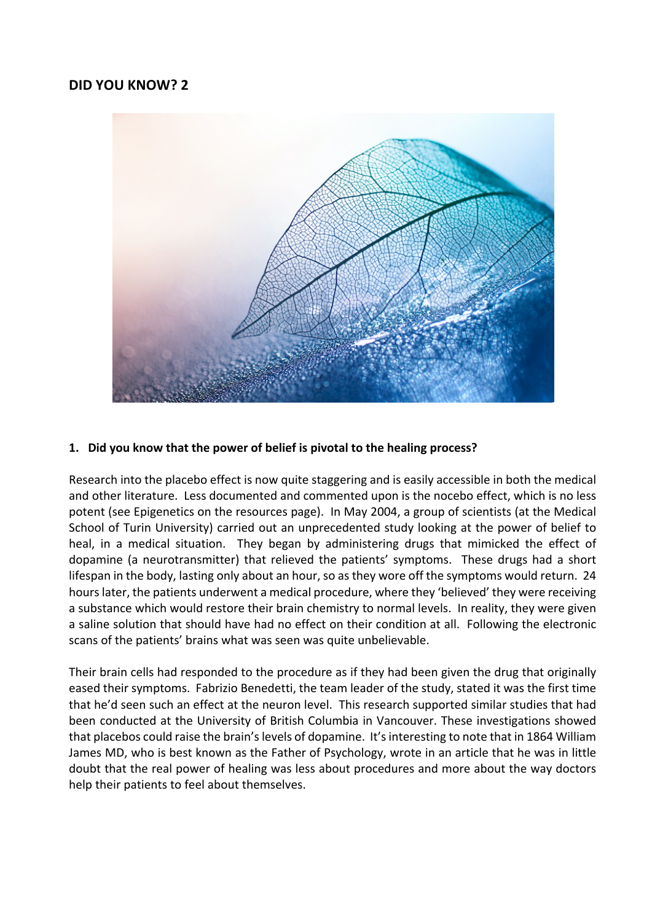## DID YOU KNOW? 2

**1. Did you know that the power of belief is pivotal to the healing process?**

Research into the placebo effect is now quite staggering and is easily accessible in both the medical and other literature. Less documented and commented upon is the nocebo effect, which is no less potent (see Epigenetics on the resources page). In May 2004, a group of scientists (at the Medical School of Turin University) carried out an unprecedented study looking at the power of belief to heal, in a medical situation. They began by administering drugs that mimicked the effect of dopamine (a neurotransmitter) that relieved the patients' symptoms. These drugs had a short lifespan in the body, lasting only about an hour, so as they wore off the symptoms would return. 24 hours later, the patients underwent a medical procedure, where they 'believed' they were receiving a substance which would restore their brain chemistry to normal levels. In reality, they were given a saline solution that should have had no effect on their condition at all. Following the electronic scans of the patients' brains what was seen was quite unbelievable.

Their brain cells had responded to the procedure as if they had been given the drug that originally eased their symptoms. Fabrizio Benedetti, the team leader of the study, stated it was the first time that he'd seen such an effect at the neuron level. This research supported similar studies that had been conducted at the University of British Columbia in Vancouver. These investigations showed that placebos could raise the brain's levels of dopamine. It's interesting to note that in 1864 William James MD, who is best known as the Father of Psychology, wrote in an article that he was in little doubt that the real power of healing was less about procedures and more about the way doctors help their patients to feel about themselves.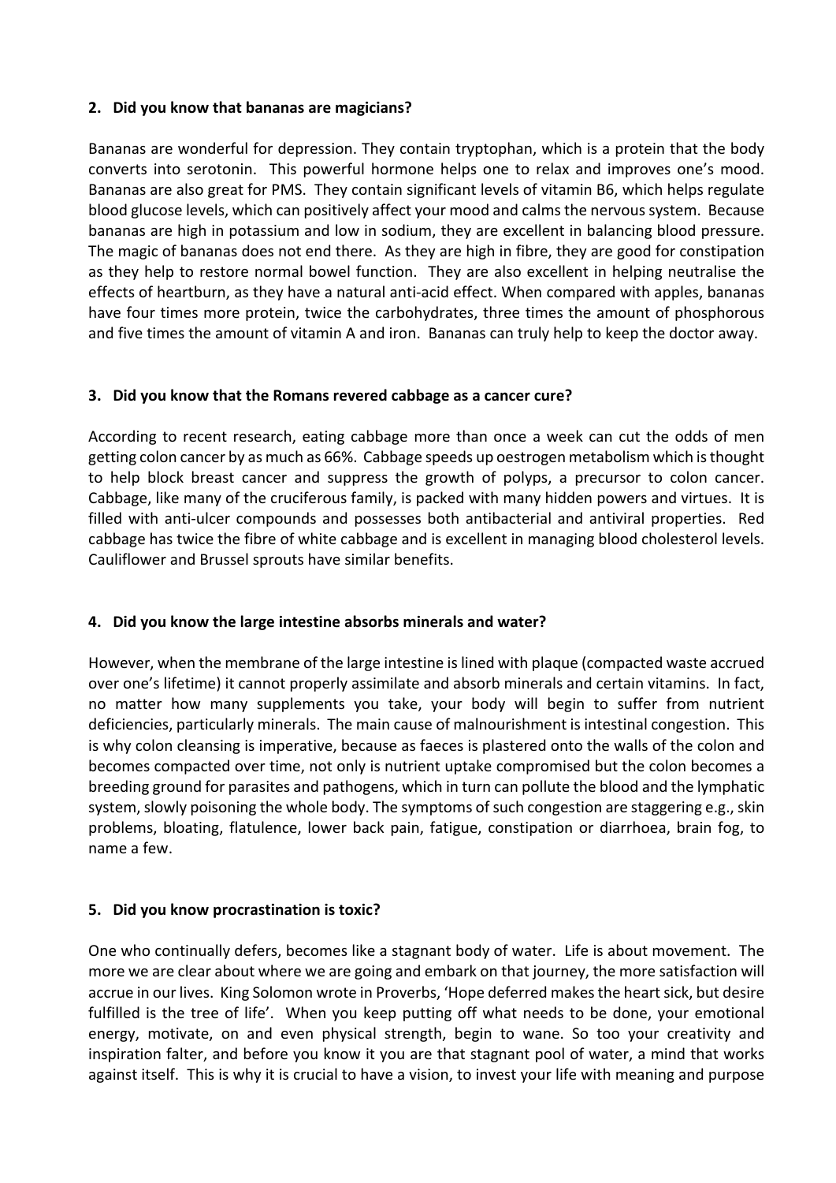## 2. Did you know that bananas are magicians?

Bananas are wonderful for depression. They contain tryptophan, which is a protein that the body converts into serotonin. This powerful hormone helps one to relax and improves one's mood. Bananas are also great for PMS. They contain significant levels of vitamin B6, which helps regulate blood glucose levels, which can positively affect your mood and calms the nervous system. Because bananas are high in potassium and low in sodium, they are excellent in balancing blood pressure. The magic of bananas does not end there. As they are high in fibre, they are good for constipation as they help to restore normal bowel function. They are also excellent in helping neutralise the effects of heartburn, as they have a natural anti-acid effect. When compared with apples, bananas have four times more protein, twice the carbohydrates, three times the amount of phosphorous and five times the amount of vitamin A and iron. Bananas can truly help to keep the doctor away.

## 3. Did you know that the Romans revered cabbage as a cancer cure?

According to recent research, eating cabbage more than once a week can cut the odds of men getting colon cancer by as much as 66%. Cabbage speeds up oestrogen metabolism which is thought to help block breast cancer and suppress the growth of polyps, a precursor to colon cancer. Cabbage, like many of the cruciferous family, is packed with many hidden powers and virtues. It is filled with anti-ulcer compounds and possesses both antibacterial and antiviral properties. Red cabbage has twice the fibre of white cabbage and is excellent in managing blood cholesterol levels. Cauliflower and Brussel sprouts have similar benefits.

## 4. Did you know the large intestine absorbs minerals and water?

However, when the membrane of the large intestine is lined with plaque (compacted waste accrued over one's lifetime) it cannot properly assimilate and absorb minerals and certain vitamins. In fact, no matter how many supplements you take, your body will begin to suffer from nutrient deficiencies, particularly minerals. The main cause of malnourishment is intestinal congestion. This is why colon cleansing is imperative, because as faeces is plastered onto the walls of the colon and becomes compacted over time, not only is nutrient uptake compromised but the colon becomes a breeding ground for parasites and pathogens, which in turn can pollute the blood and the lymphatic system, slowly poisoning the whole body. The symptoms of such congestion are staggering e.g., skin problems, bloating, flatulence, lower back pain, fatigue, constipation or diarrhoea, brain fog, to name a few.

## 5. Did you know procrastination is toxic?

One who continually defers, becomes like a stagnant body of water. Life is about movement. The more we are clear about where we are going and embark on that journey, the more satisfaction will accrue in our lives. King Solomon wrote in Proverbs, 'Hope deferred makes the heart sick, but desire fulfilled is the tree of life'. When you keep putting off what needs to be done, your emotional energy, motivate, on and even physical strength, begin to wane. So too your creativity and inspiration falter, and before you know it you are that stagnant pool of water, a mind that works against itself. This is why it is crucial to have a vision, to invest your life with meaning and purpose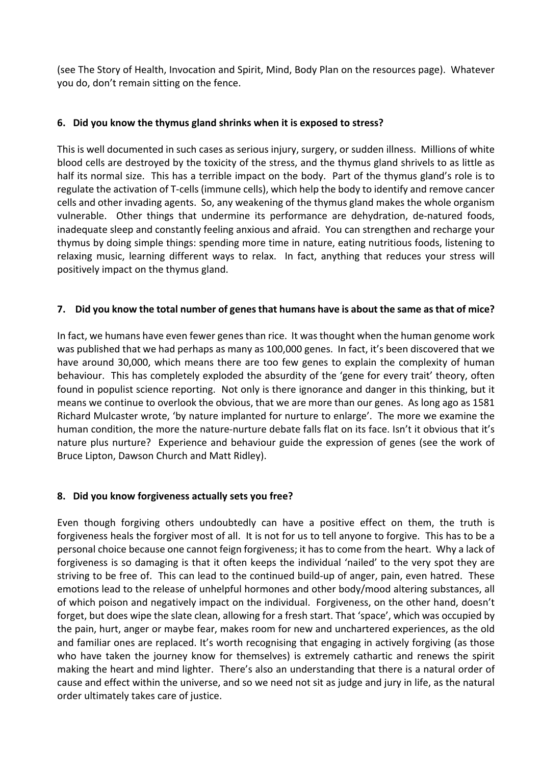(see The Story of Health, Invocation and Spirit, Mind, Body Plan on the resources page). Whatever you do, don't remain sitting on the fence.

**6. Did you know the thymus gland shrinks when it is exposed to stress?**

This is well documented in such cases as serious injury, surgery, or sudden illness. Millions of white blood cells are destroyed by the toxicity of the stress, and the thymus gland shrivels to as little as half its normal size. This has a terrible impact on the body. Part of the thymus gland's role is to regulate the activation of T-cells (immune cells), which help the body to identify and remove cancer cells and other invading agents. So, any weakening of the thymus gland makes the whole organism vulnerable. Other things that undermine its performance are dehydration, de-natured foods, inadequate sleep and constantly feeling anxious and afraid. You can strengthen and recharge your thymus by doing simple things: spending more time in nature, eating nutritious foods, listening to relaxing music, learning different ways to relax. In fact, anything that reduces your stress will positively impact on the thymus gland.

**7. Did you know the total number of genes that humans have is about the same as that of mice?**

In fact, we humans have even fewer genes than rice. It was thought when the human genome work was published that we had perhaps as many as 100,000 genes. In fact, it's been discovered that we have around 30,000, which means there are too few genes to explain the complexity of human behaviour. This has completely exploded the absurdity of the 'gene for every trait' theory, often found in populist science reporting. Not only is there ignorance and danger in this thinking, but it means we continue to overlook the obvious, that we are more than our genes. As long ago as 1581 Richard Mulcaster wrote, 'by nature implanted for nurture to enlarge'. The more we examine the human condition, the more the nature-nurture debate falls flat on its face. Isn't it obvious that it's nature plus nurture? Experience and behaviour guide the expression of genes (see the work of Bruce Lipton, Dawson Church and Matt Ridley).

**8. Did you know forgiveness actually sets you free?**

Even though forgiving others undoubtedly can have a positive effect on them, the truth is forgiveness heals the forgiver most of all. It is not for us to tell anyone to forgive. This has to be a personal choice because one cannot feign forgiveness; it has to come from the heart. Why a lack of forgiveness is so damaging is that it often keeps the individual 'nailed' to the very spot they are striving to be free of. This can lead to the continued build-up of anger, pain, even hatred. These emotions lead to the release of unhelpful hormones and other body/mood altering substances, all of which poison and negatively impact on the individual. Forgiveness, on the other hand, doesn't forget, but does wipe the slate clean, allowing for a fresh start. That 'space', which was occupied by the pain, hurt, anger or maybe fear, makes room for new and unchartered experiences, as the old and familiar ones are replaced. It's worth recognising that engaging in actively forgiving (as those who have taken the journey know for themselves) is extremely cathartic and renews the spirit making the heart and mind lighter. There's also an understanding that there is a natural order of cause and effect within the universe, and so we need not sit as judge and jury in life, as the natural order ultimately takes care of justice.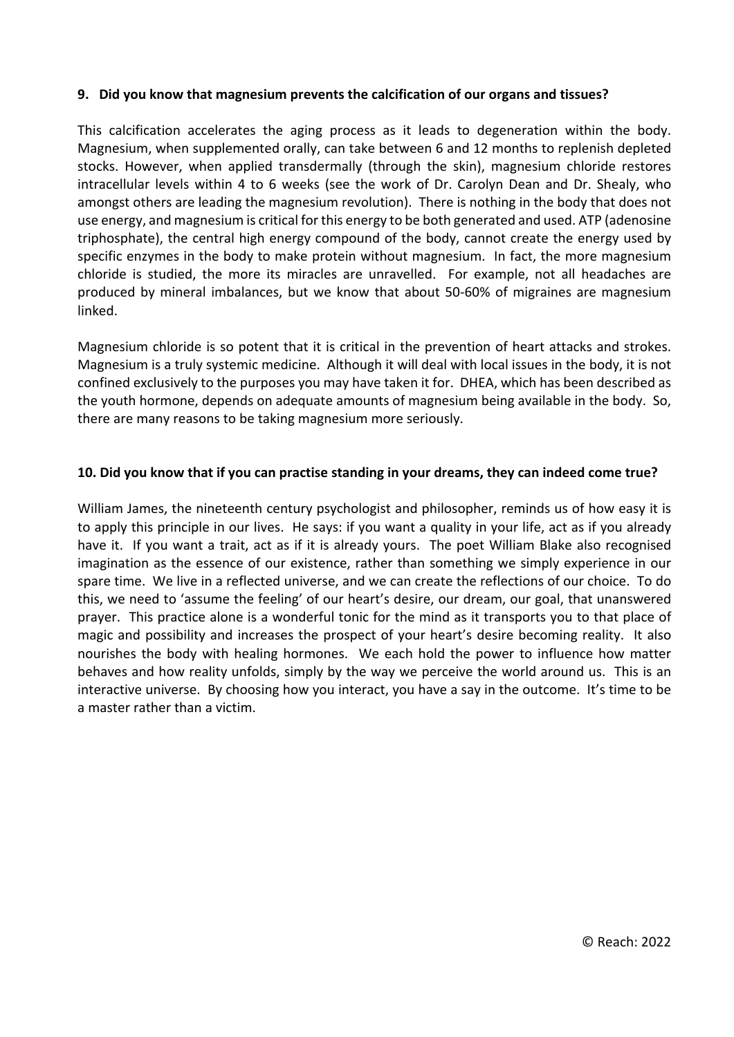**9. Did you know that magnesium prevents the calcification of our organs and tissues?**

This calcification accelerates the aging process as it leads to degeneration within the body. Magnesium, when supplemented orally, can take between 6 and 12 months to replenish depleted stocks. However, when applied transdermally (through the skin), magnesium chloride restores intracellular levels within 4 to 6 weeks (see the work of Dr. Carolyn Dean and Dr. Shealy, who amongst others are leading the magnesium revolution). There is nothing in the body that does not use energy, and magnesium is critical for this energy to be both generated and used. ATP (adenosine triphosphate), the central high energy compound of the body, cannot create the energy used by specific enzymes in the body to make protein without magnesium. In fact, the more magnesium chloride is studied, the more its miracles are unravelled. For example, not all headaches are produced by mineral imbalances, but we know that about 50-60% of migraines are magnesium linked.

Magnesium chloride is so potent that it is critical in the prevention of heart attacks and strokes. Magnesium is a truly systemic medicine. Although it will deal with local issues in the body, it is not confined exclusively to the purposes you may have taken it for. DHEA, which has been described as the youth hormone, depends on adequate amounts of magnesium being available in the body. So, there are many reasons to be taking magnesium more seriously.

**10. Did you know that if you can practise standing in your dreams, they can indeed come true?**

William James, the nineteenth century psychologist and philosopher, reminds us of how easy it is to apply this principle in our lives. He says: if you want a quality in your life, act as if you already have it. If you want a trait, act as if it is already yours. The poet William Blake also recognised imagination as the essence of our existence, rather than something we simply experience in our spare time. We live in a reflected universe, and we can create the reflections of our choice. To do this, we need to 'assume the feeling' of our heart's desire, our dream, our goal, that unanswered prayer. This practice alone is a wonderful tonic for the mind as it transports you to that place of magic and possibility and increases the prospect of your heart's desire becoming reality. It also nourishes the body with healing hormones. We each hold the power to influence how matter behaves and how reality unfolds, simply by the way we perceive the world around us. This is an interactive universe. By choosing how you interact, you have a say in the outcome. It's time to be a master rather than a victim.

© Reach: 2022